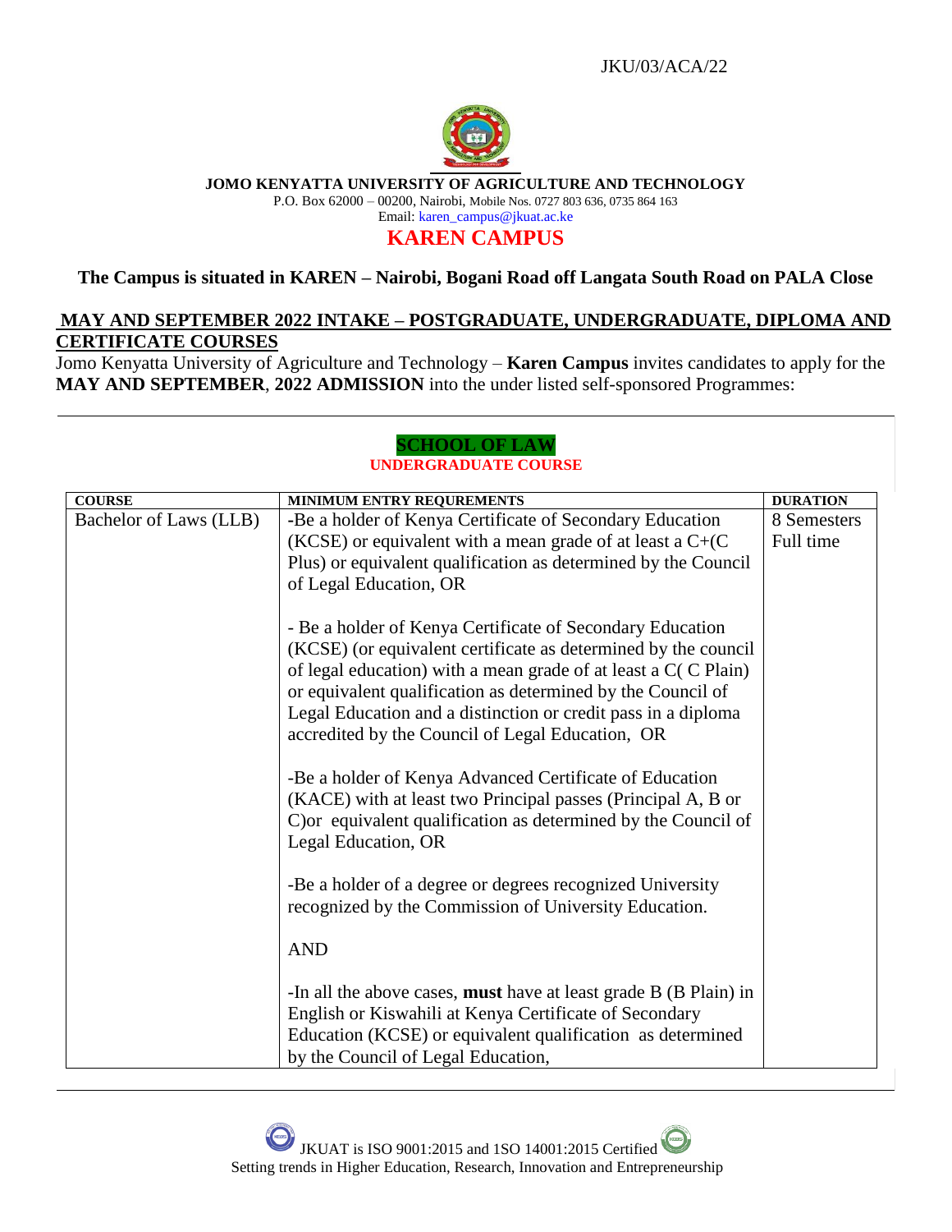JKU/03/ACA/22

**JOMO KENYATTA UNIVERSITY OF AGRICULTURE AND TECHNOLOGY**

P.O. Box 62000 – 00200, Nairobi, Mobile Nos. 0727 803 636, 0735 864 163

Email: karen_campus@jkuat.ac.ke

# KAREN CAMPUS

**The Campus is situated in KAREN – Nairobi, Bogani Road off Langata South Road on PALA Close**

## MAY AND SEPTEMBER 2022 INTAKE – POSTGRADUATE, UNDERGRADUATE, DIPLOMA AND CERTIFICATE COURSES

Jomo Kenyatta University of Agriculture and Technology – **Karen Campus** invites candidates to apply for the **MAY AND SEPTEMBER**, **2022 ADMISSION** into the under listed self-sponsored Programmes:

### SCHOOL OF LAW

**UNDERGRADUATE COURSE**

| COURSE | MINIMUM ENTRY REQUREMENTS | DURATION |
|---|---|---|
| Bachelor of Laws (LLB) | -Be a holder of Kenya Certificate of Secondary Education (KCSE) or equivalent with a mean grade of at least a C+(C Plus) or equivalent qualification as determined by the Council of Legal Education, OR<br><br>- Be a holder of Kenya Certificate of Secondary Education (KCSE) (or equivalent certificate as determined by the council of legal education) with a mean grade of at least a C( C Plain) or equivalent qualification as determined by the Council of Legal Education and a distinction or credit pass in a diploma accredited by the Council of Legal Education, OR<br><br>-Be a holder of Kenya Advanced Certificate of Education (KACE) with at least two Principal passes (Principal A, B or C)or equivalent qualification as determined by the Council of Legal Education, OR<br><br>-Be a holder of a degree or degrees recognized University recognized by the Commission of University Education.<br><br>AND<br><br>-In all the above cases, **must** have at least grade B (B Plain) in English or Kiswahili at Kenya Certificate of Secondary Education (KCSE) or equivalent qualification as determined by the Council of Legal Education, | 8 Semesters Full time |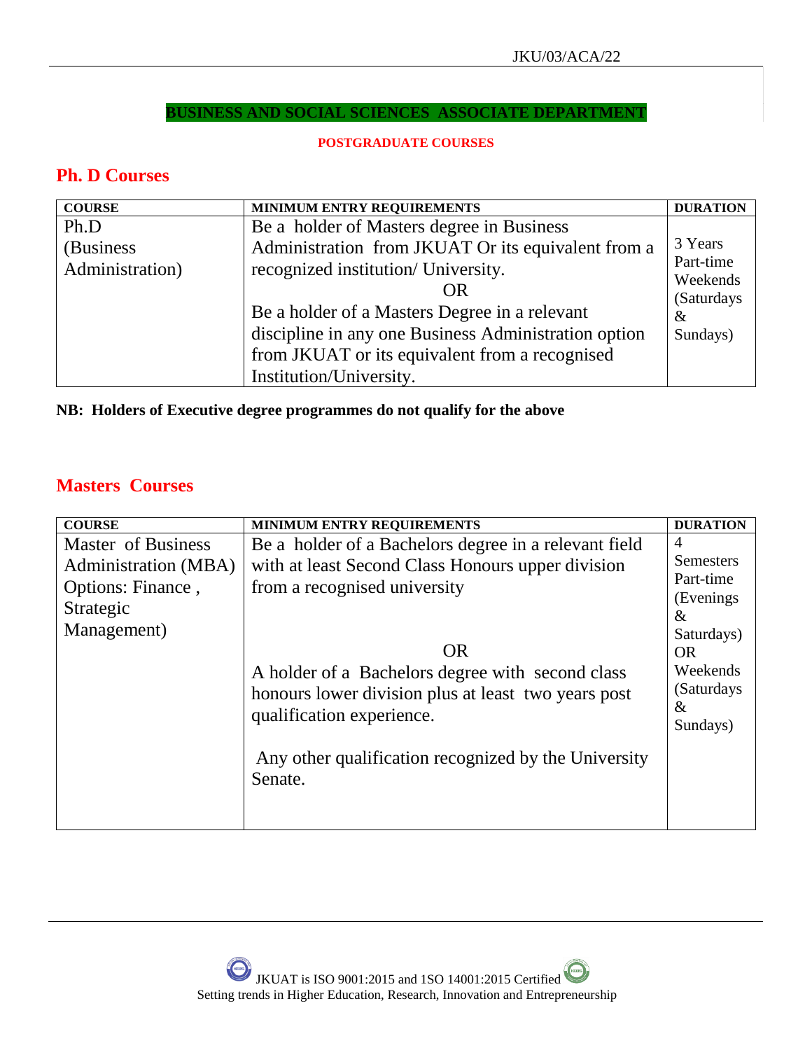## BUSINESS AND SOCIAL SCIENCES ASSOCIATE DEPARTMENT

**POSTGRADUATE COURSES**

## Ph. D Courses

| COURSE | MINIMUM ENTRY REQUIREMENTS | DURATION |
|---|---|---|
| Ph.D (Business Administration) | Be a holder of Masters degree in Business Administration from JKUAT Or its equivalent from a recognized institution/ University. OR Be a holder of a Masters Degree in a relevant discipline in any one Business Administration option from JKUAT or its equivalent from a recognised Institution/University. | 3 Years Part-time Weekends (Saturdays & Sundays) |

**NB: Holders of Executive degree programmes do not qualify for the above**

## Masters Courses

| COURSE | MINIMUM ENTRY REQUIREMENTS | DURATION |
|---|---|---|
| Master of Business Administration (MBA) Options: Finance , Strategic Management) | Be a holder of a Bachelors degree in a relevant field with at least Second Class Honours upper division from a recognised university OR A holder of a Bachelors degree with second class honours lower division plus at least two years post qualification experience. Any other qualification recognized by the University Senate. | 4 Semesters Part-time (Evenings & Saturdays) OR Weekends (Saturdays & Sundays) |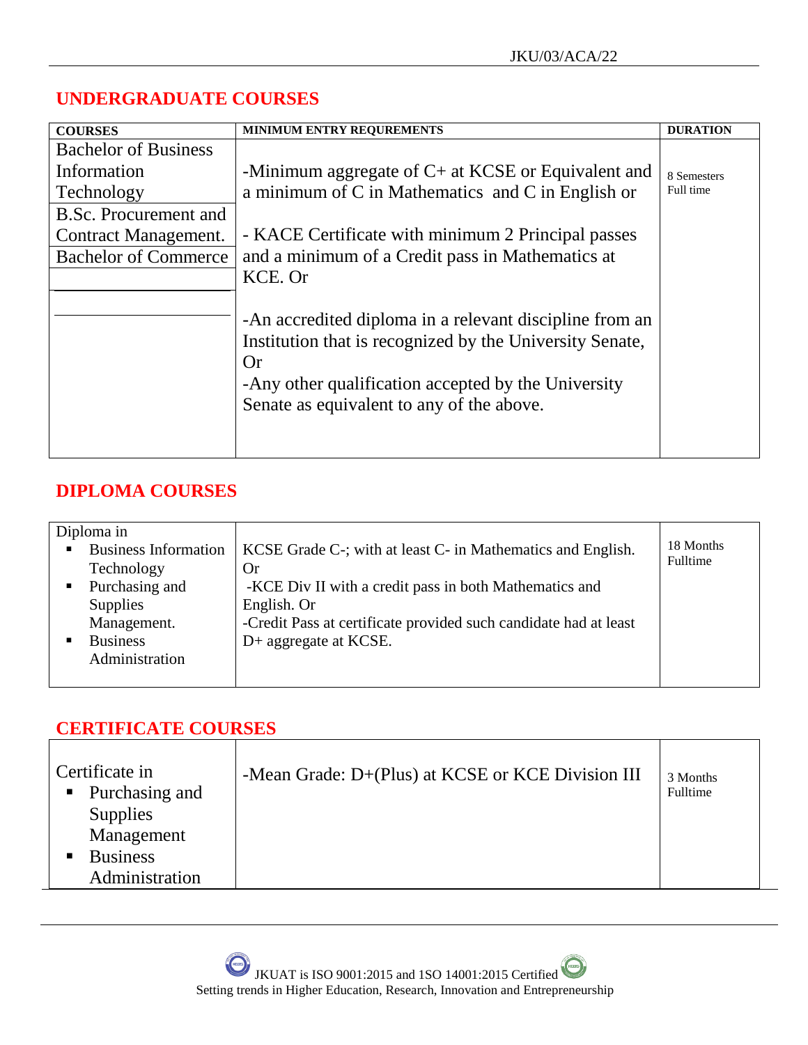## UNDERGRADUATE COURSES

| COURSES | MINIMUM ENTRY REQUREMENTS | DURATION |
|---|---|---|
| Bachelor of Business Information Technology<br>B.Sc. Procurement and Contract Management.<br>Bachelor of Commerce | -Minimum aggregate of C+ at KCSE or Equivalent and a minimum of C in Mathematics and C in English or<br><br>- KACE Certificate with minimum 2 Principal passes and a minimum of a Credit pass in Mathematics at KCE. Or<br><br>-An accredited diploma in a relevant discipline from an Institution that is recognized by the University Senate, Or<br>-Any other qualification accepted by the University Senate as equivalent to any of the above. | 8 Semesters Full time |

## DIPLOMA COURSES

| Courses | Minimum Entry Requirements | Duration |
|---|---|---|
| Diploma in<br>▪ Business Information Technology<br>▪ Purchasing and Supplies Management.<br>▪ Business Administration | KCSE Grade C-; with at least C- in Mathematics and English. Or<br>-KCE Div II with a credit pass in both Mathematics and English. Or<br>-Credit Pass at certificate provided such candidate had at least D+ aggregate at KCSE. | 18 Months Fulltime |

## CERTIFICATE COURSES

| Courses | Minimum Entry Requirements | Duration |
|---|---|---|
| Certificate in<br>▪ Purchasing and Supplies Management<br>▪ Business Administration | -Mean Grade: D+(Plus) at KCSE or KCE Division III | 3 Months Fulltime |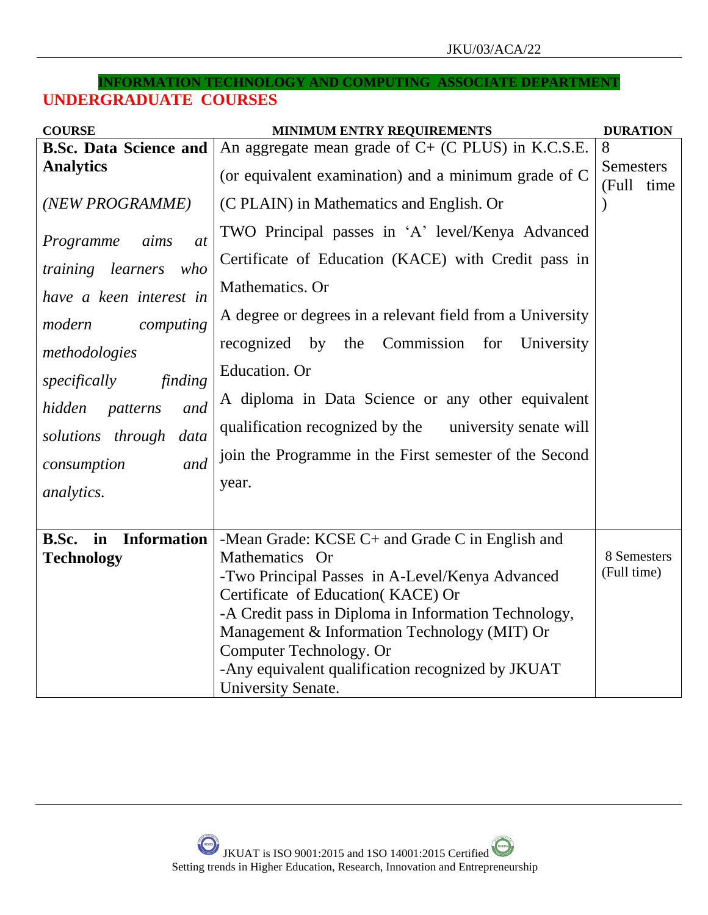## INFORMATION TECHNOLOGY AND COMPUTING ASSOCIATE DEPARTMENT

## UNDERGRADUATE COURSES

| COURSE | MINIMUM ENTRY REQUIREMENTS | DURATION |
|---|---|---|
| **B.Sc. Data Science and Analytics**<br><br>*(NEW PROGRAMME)*<br><br>*Programme aims at training learners who have a keen interest in modern computing methodologies specifically finding hidden patterns and solutions through data consumption and analytics.* | An aggregate mean grade of C+ (C PLUS) in K.C.S.E. (or equivalent examination) and a minimum grade of C (C PLAIN) in Mathematics and English. Or<br>TWO Principal passes in 'A' level/Kenya Advanced Certificate of Education (KACE) with Credit pass in Mathematics. Or<br>A degree or degrees in a relevant field from a University recognized by the Commission for University Education. Or<br>A diploma in Data Science or any other equivalent qualification recognized by the university senate will join the Programme in the First semester of the Second year. | 8 Semesters (Full time ) |
| **B.Sc. in Information Technology** | -Mean Grade: KCSE C+ and Grade C in English and Mathematics Or<br>-Two Principal Passes in A-Level/Kenya Advanced Certificate of Education( KACE) Or<br>-A Credit pass in Diploma in Information Technology, Management & Information Technology (MIT) Or Computer Technology. Or<br>-Any equivalent qualification recognized by JKUAT University Senate. | 8 Semesters (Full time) |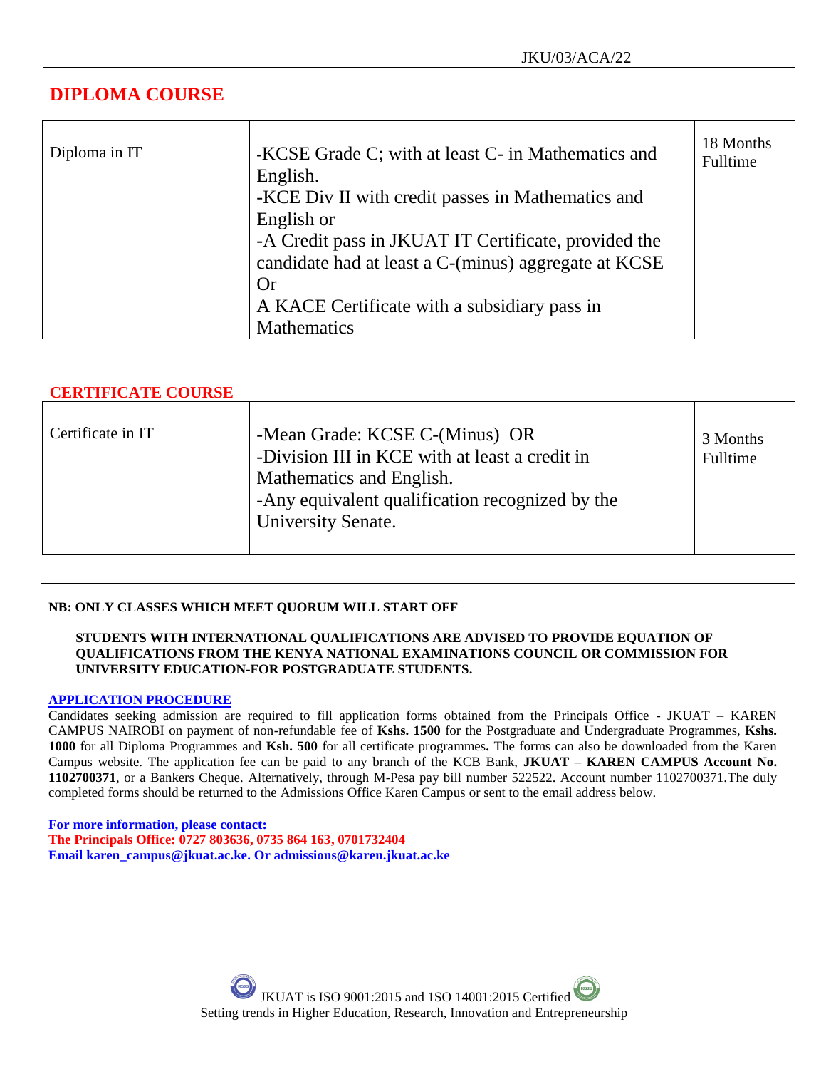## DIPLOMA COURSE

| | | |
|---|---|---|
| Diploma in IT | -KCSE Grade C; with at least C- in Mathematics and English.<br>-KCE Div II with credit passes in Mathematics and English or<br>-A Credit pass in JKUAT IT Certificate, provided the candidate had at least a C-(minus) aggregate at KCSE Or<br>A KACE Certificate with a subsidiary pass in Mathematics | 18 Months Fulltime |

## CERTIFICATE COURSE

| | | |
|---|---|---|
| Certificate in IT | -Mean Grade: KCSE C-(Minus) OR<br>-Division III in KCE with at least a credit in Mathematics and English.<br>-Any equivalent qualification recognized by the University Senate. | 3 Months Fulltime |

**NB: ONLY CLASSES WHICH MEET QUORUM WILL START OFF**

**STUDENTS WITH INTERNATIONAL QUALIFICATIONS ARE ADVISED TO PROVIDE EQUATION OF QUALIFICATIONS FROM THE KENYA NATIONAL EXAMINATIONS COUNCIL OR COMMISSION FOR UNIVERSITY EDUCATION-FOR POSTGRADUATE STUDENTS.**

### APPLICATION PROCEDURE

Candidates seeking admission are required to fill application forms obtained from the Principals Office - JKUAT – KAREN CAMPUS NAIROBI on payment of non-refundable fee of **Kshs. 1500** for the Postgraduate and Undergraduate Programmes, **Kshs. 1000** for all Diploma Programmes and **Ksh. 500** for all certificate programmes**.** The forms can also be downloaded from the Karen Campus website. The application fee can be paid to any branch of the KCB Bank, **JKUAT – KAREN CAMPUS Account No. 1102700371**, or a Bankers Cheque. Alternatively, through M-Pesa pay bill number 522522. Account number 1102700371.The duly completed forms should be returned to the Admissions Office Karen Campus or sent to the email address below.

**For more information, please contact:**
**The Principals Office: 0727 803636, 0735 864 163, 0701732404**
**Email karen_campus@jkuat.ac.ke. Or admissions@karen.jkuat.ac.ke**